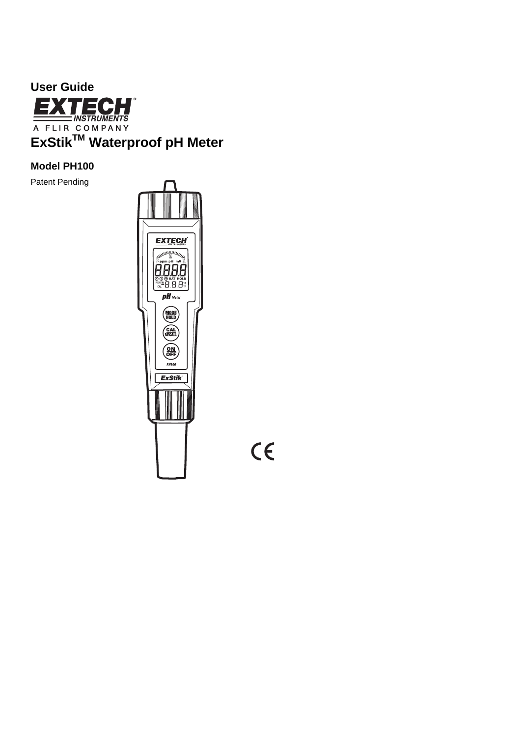**User Guide**

**EXTECH INSTRUMENTS**

A FLIR COMPANY

# ExStik[TM] Waterproof pH Meter

## Model PH100

Patent Pending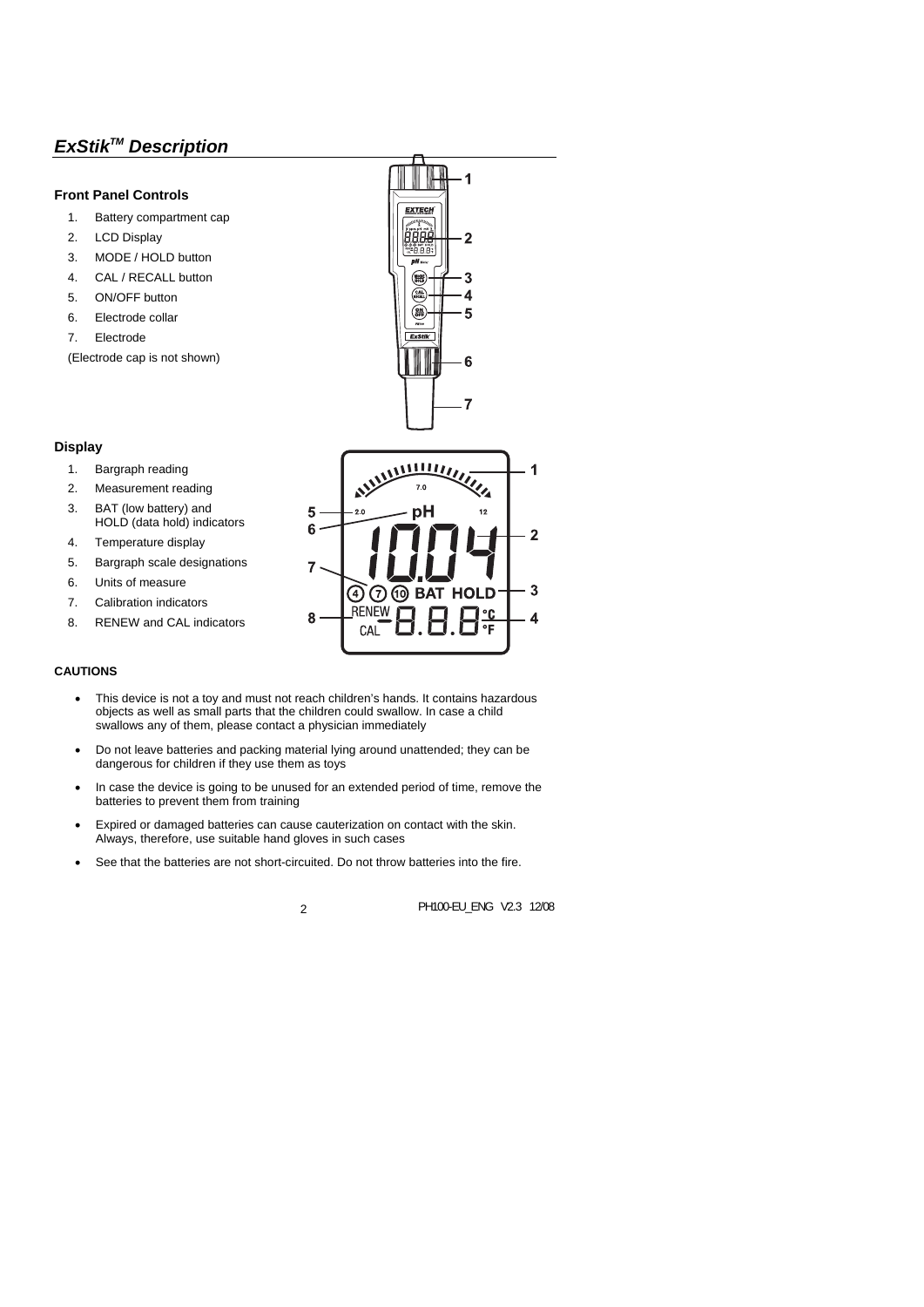## *ExStik[TM] Description*

### Front Panel Controls

1. Battery compartment cap
2. LCD Display
3. MODE / HOLD button
4. CAL / RECALL button
5. ON/OFF button
6. Electrode collar
7. Electrode

(Electrode cap is not shown)

### Display

1. Bargraph reading
2. Measurement reading
3. BAT (low battery) and HOLD (data hold) indicators
4. Temperature display
5. Bargraph scale designations
6. Units of measure
7. Calibration indicators
8. RENEW and CAL indicators

### CAUTIONS

- This device is not a toy and must not reach children's hands. It contains hazardous objects as well as small parts that the children could swallow. In case a child swallows any of them, please contact a physician immediately
- Do not leave batteries and packing material lying around unattended; they can be dangerous for children if they use them as toys
- In case the device is going to be unused for an extended period of time, remove the batteries to prevent them from training
- Expired or damaged batteries can cause cauterization on contact with the skin. Always, therefore, use suitable hand gloves in such cases
- See that the batteries are not short-circuited. Do not throw batteries into the fire.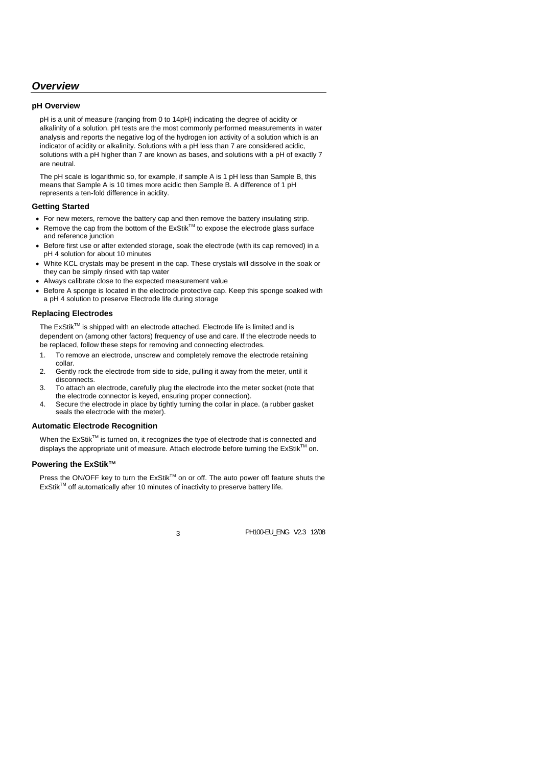## *Overview*

### pH Overview

pH is a unit of measure (ranging from 0 to 14pH) indicating the degree of acidity or alkalinity of a solution. pH tests are the most commonly performed measurements in water analysis and reports the negative log of the hydrogen ion activity of a solution which is an indicator of acidity or alkalinity. Solutions with a pH less than 7 are considered acidic, solutions with a pH higher than 7 are known as bases, and solutions with a pH of exactly 7 are neutral.

The pH scale is logarithmic so, for example, if sample A is 1 pH less than Sample B, this means that Sample A is 10 times more acidic then Sample B. A difference of 1 pH represents a ten-fold difference in acidity.

### Getting Started

- For new meters, remove the battery cap and then remove the battery insulating strip.
- Remove the cap from the bottom of the ExStik™ to expose the electrode glass surface and reference junction
- Before first use or after extended storage, soak the electrode (with its cap removed) in a pH 4 solution for about 10 minutes
- White KCL crystals may be present in the cap. These crystals will dissolve in the soak or they can be simply rinsed with tap water
- Always calibrate close to the expected measurement value
- Before A sponge is located in the electrode protective cap. Keep this sponge soaked with a pH 4 solution to preserve Electrode life during storage

### Replacing Electrodes

The ExStik™ is shipped with an electrode attached. Electrode life is limited and is dependent on (among other factors) frequency of use and care. If the electrode needs to be replaced, follow these steps for removing and connecting electrodes.

1. To remove an electrode, unscrew and completely remove the electrode retaining collar.
2. Gently rock the electrode from side to side, pulling it away from the meter, until it disconnects.
3. To attach an electrode, carefully plug the electrode into the meter socket (note that the electrode connector is keyed, ensuring proper connection).
4. Secure the electrode in place by tightly turning the collar in place. (a rubber gasket seals the electrode with the meter).

### Automatic Electrode Recognition

When the ExStik™ is turned on, it recognizes the type of electrode that is connected and displays the appropriate unit of measure. Attach electrode before turning the ExStik™ on.

### Powering the ExStik™

Press the ON/OFF key to turn the ExStik™ on or off. The auto power off feature shuts the ExStik™ off automatically after 10 minutes of inactivity to preserve battery life.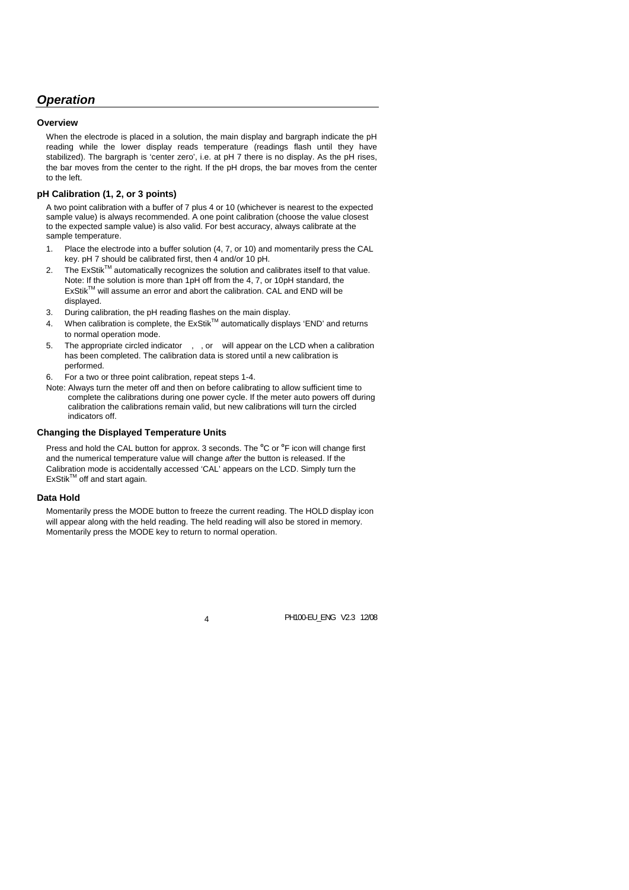## *Operation*

### Overview

When the electrode is placed in a solution, the main display and bargraph indicate the pH reading while the lower display reads temperature (readings flash until they have stabilized). The bargraph is 'center zero', i.e. at pH 7 there is no display. As the pH rises, the bar moves from the center to the right. If the pH drops, the bar moves from the center to the left.

### pH Calibration (1, 2, or 3 points)

A two point calibration with a buffer of 7 plus 4 or 10 (whichever is nearest to the expected sample value) is always recommended. A one point calibration (choose the value closest to the expected sample value) is also valid. For best accuracy, always calibrate at the sample temperature.

1. Place the electrode into a buffer solution (4, 7, or 10) and momentarily press the CAL key. pH 7 should be calibrated first, then 4 and/or 10 pH.
2. The ExStik[TM] automatically recognizes the solution and calibrates itself to that value. Note: If the solution is more than 1pH off from the 4, 7, or 10pH standard, the ExStik[TM] will assume an error and abort the calibration. CAL and END will be displayed.
3. During calibration, the pH reading flashes on the main display.
4. When calibration is complete, the ExStik[TM] automatically displays 'END' and returns to normal operation mode.
5. The appropriate circled indicator , , or will appear on the LCD when a calibration has been completed. The calibration data is stored until a new calibration is performed.
6. For a two or three point calibration, repeat steps 1-4.

Note: Always turn the meter off and then on before calibrating to allow sufficient time to complete the calibrations during one power cycle. If the meter auto powers off during calibration the calibrations remain valid, but new calibrations will turn the circled indicators off.

### Changing the Displayed Temperature Units

Press and hold the CAL button for approx. 3 seconds. The °C or °F icon will change first and the numerical temperature value will change *after* the button is released. If the Calibration mode is accidentally accessed 'CAL' appears on the LCD. Simply turn the ExStik[TM] off and start again.

### Data Hold

Momentarily press the MODE button to freeze the current reading. The HOLD display icon will appear along with the held reading. The held reading will also be stored in memory. Momentarily press the MODE key to return to normal operation.

PH100-EU_ENG V2.3 12/08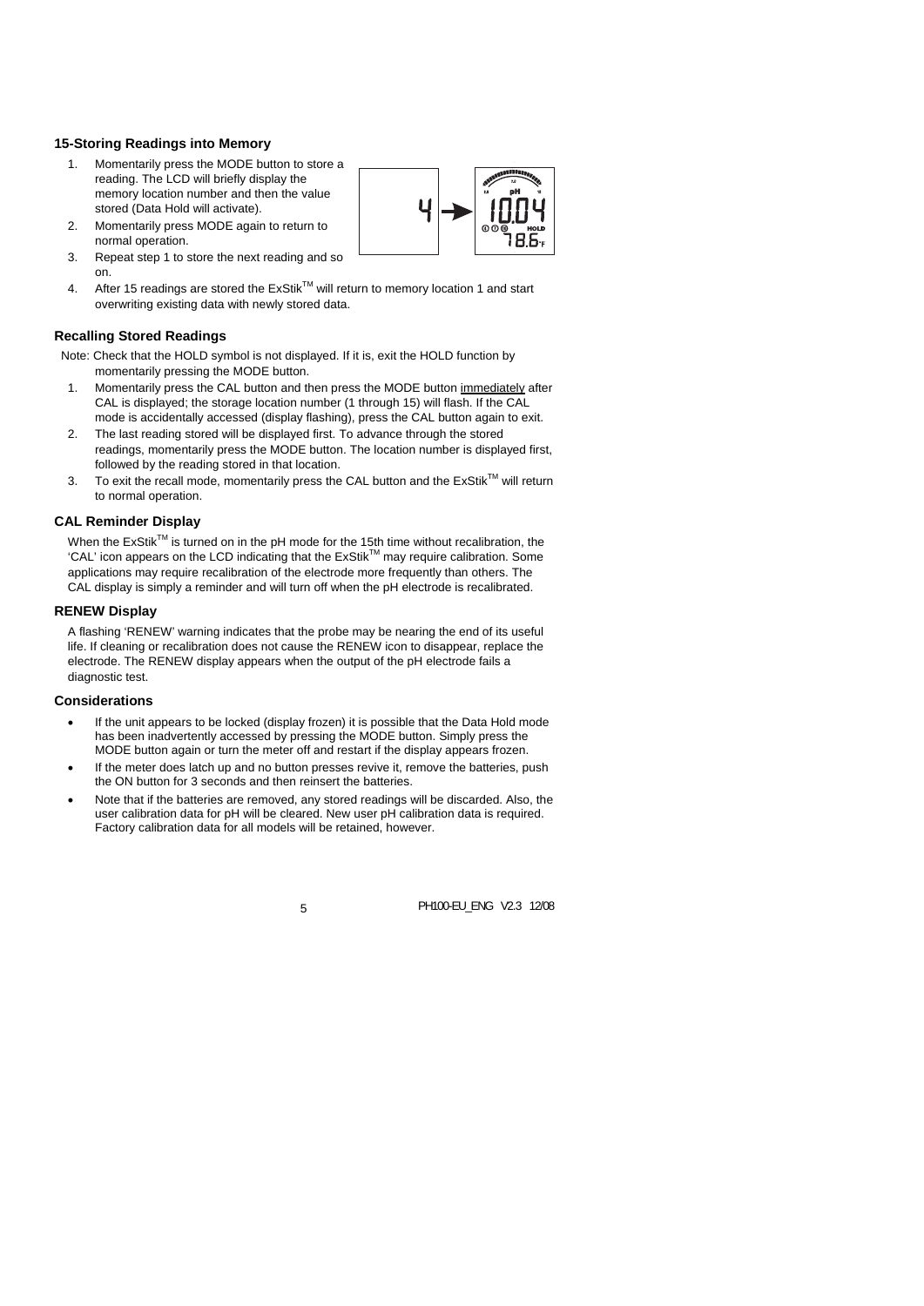### 15-Storing Readings into Memory

1. Momentarily press the MODE button to store a reading. The LCD will briefly display the memory location number and then the value stored (Data Hold will activate).
2. Momentarily press MODE again to return to normal operation.
3. Repeat step 1 to store the next reading and so on.
4. After 15 readings are stored the ExStik™ will return to memory location 1 and start overwriting existing data with newly stored data.

### Recalling Stored Readings

Note: Check that the HOLD symbol is not displayed. If it is, exit the HOLD function by momentarily pressing the MODE button.

1. Momentarily press the CAL button and then press the MODE button <u>immediately</u> after CAL is displayed; the storage location number (1 through 15) will flash. If the CAL mode is accidentally accessed (display flashing), press the CAL button again to exit.
2. The last reading stored will be displayed first. To advance through the stored readings, momentarily press the MODE button. The location number is displayed first, followed by the reading stored in that location.
3. To exit the recall mode, momentarily press the CAL button and the ExStik™ will return to normal operation.

### CAL Reminder Display

When the ExStik™ is turned on in the pH mode for the 15th time without recalibration, the 'CAL' icon appears on the LCD indicating that the ExStik™ may require calibration. Some applications may require recalibration of the electrode more frequently than others. The CAL display is simply a reminder and will turn off when the pH electrode is recalibrated.

### RENEW Display

A flashing 'RENEW' warning indicates that the probe may be nearing the end of its useful life. If cleaning or recalibration does not cause the RENEW icon to disappear, replace the electrode. The RENEW display appears when the output of the pH electrode fails a diagnostic test.

### Considerations

- If the unit appears to be locked (display frozen) it is possible that the Data Hold mode has been inadvertently accessed by pressing the MODE button. Simply press the MODE button again or turn the meter off and restart if the display appears frozen.
- If the meter does latch up and no button presses revive it, remove the batteries, push the ON button for 3 seconds and then reinsert the batteries.
- Note that if the batteries are removed, any stored readings will be discarded. Also, the user calibration data for pH will be cleared. New user pH calibration data is required. Factory calibration data for all models will be retained, however.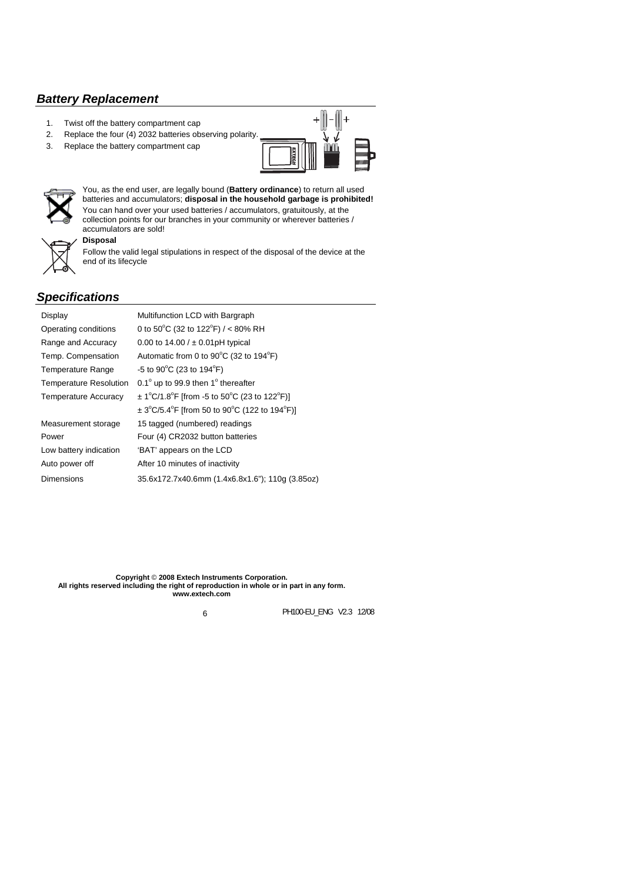## *Battery Replacement*

1. Twist off the battery compartment cap
2. Replace the four (4) 2032 batteries observing polarity.
3. Replace the battery compartment cap

You, as the end user, are legally bound (**Battery ordinance**) to return all used batteries and accumulators; **disposal in the household garbage is prohibited!** You can hand over your used batteries / accumulators, gratuitously, at the collection points for our branches in your community or wherever batteries / accumulators are sold!

**Disposal**

Follow the valid legal stipulations in respect of the disposal of the device at the end of its lifecycle

## *Specifications*

| | |
|---|---|
| Display | Multifunction LCD with Bargraph |
| Operating conditions | 0 to 50°C (32 to 122°F) / < 80% RH |
| Range and Accuracy | 0.00 to 14.00 / ± 0.01pH typical |
| Temp. Compensation | Automatic from 0 to 90°C (32 to 194°F) |
| Temperature Range | -5 to 90°C (23 to 194°F) |
| Temperature Resolution | 0.1° up to 99.9 then 1° thereafter |
| Temperature Accuracy | ± 1°C/1.8°F [from -5 to 50°C (23 to 122°F)] |
| | ± 3°C/5.4°F [from 50 to 90°C (122 to 194°F)] |
| Measurement storage | 15 tagged (numbered) readings |
| Power | Four (4) CR2032 button batteries |
| Low battery indication | 'BAT' appears on the LCD |
| Auto power off | After 10 minutes of inactivity |
| Dimensions | 35.6x172.7x40.6mm (1.4x6.8x1.6"); 110g (3.85oz) |

**Copyright © 2008 Extech Instruments Corporation.**
**All rights reserved including the right of reproduction in whole or in part in any form.**
**www.extech.com**

PH100-EU_ENG V2.3 12/08